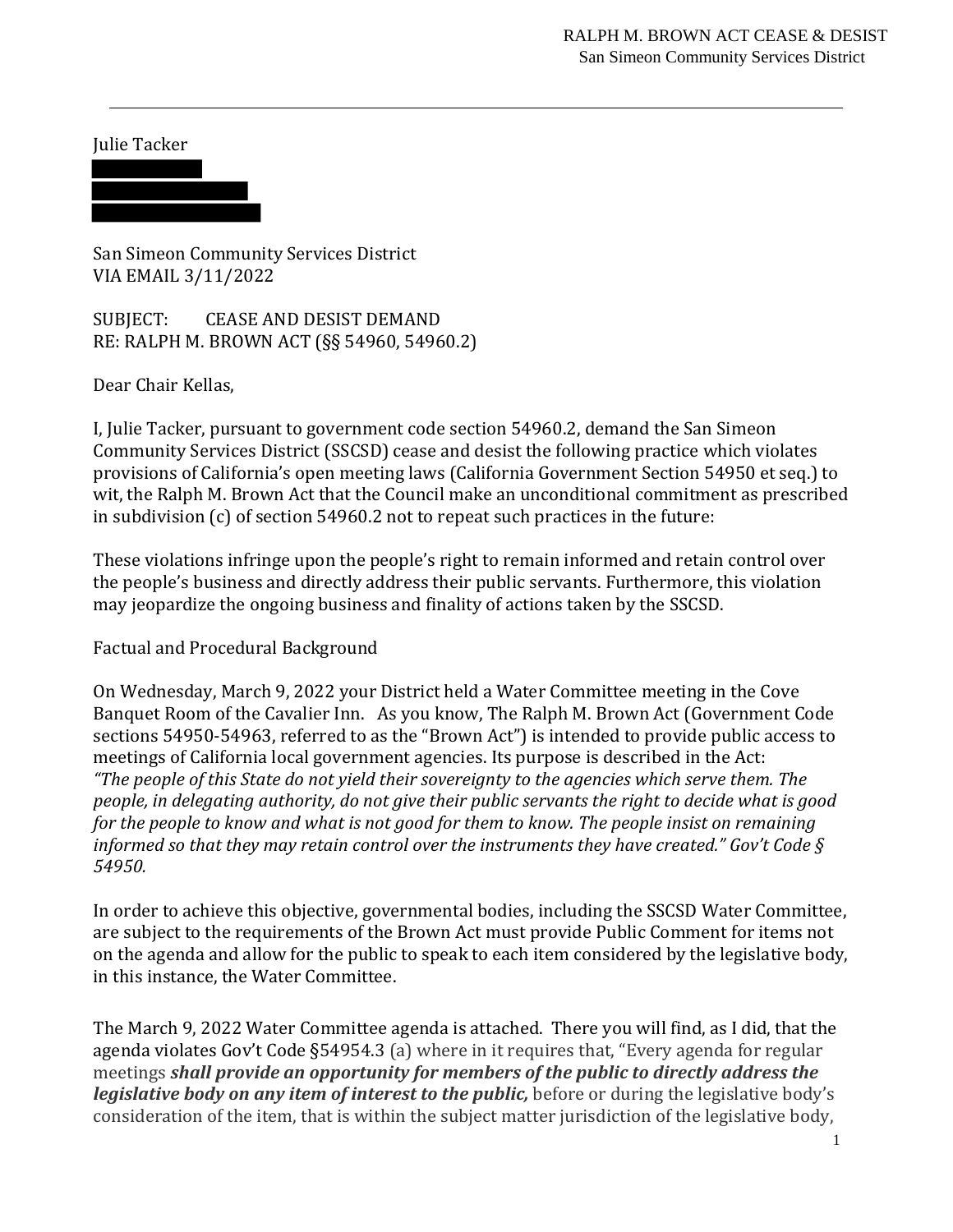Julie Tacker

San Simeon Community Services District
VIA EMAIL 3/11/2022

SUBJECT: CEASE AND DESIST DEMAND
RE: RALPH M. BROWN ACT (§§ 54960, 54960.2)

Dear Chair Kellas,

I, Julie Tacker, pursuant to government code section 54960.2, demand the San Simeon Community Services District (SSCSD) cease and desist the following practice which violates provisions of California's open meeting laws (California Government Section 54950 et seq.) to wit, the Ralph M. Brown Act that the Council make an unconditional commitment as prescribed in subdivision (c) of section 54960.2 not to repeat such practices in the future:

These violations infringe upon the people's right to remain informed and retain control over the people's business and directly address their public servants. Furthermore, this violation may jeopardize the ongoing business and finality of actions taken by the SSCSD.

Factual and Procedural Background

On Wednesday, March 9, 2022 your District held a Water Committee meeting in the Cove Banquet Room of the Cavalier Inn. As you know, The Ralph M. Brown Act (Government Code sections 54950-54963, referred to as the "Brown Act") is intended to provide public access to meetings of California local government agencies. Its purpose is described in the Act: *"The people of this State do not yield their sovereignty to the agencies which serve them. The people, in delegating authority, do not give their public servants the right to decide what is good for the people to know and what is not good for them to know. The people insist on remaining informed so that they may retain control over the instruments they have created." Gov't Code § 54950.*

In order to achieve this objective, governmental bodies, including the SSCSD Water Committee, are subject to the requirements of the Brown Act must provide Public Comment for items not on the agenda and allow for the public to speak to each item considered by the legislative body, in this instance, the Water Committee.

The March 9, 2022 Water Committee agenda is attached. There you will find, as I did, that the agenda violates Gov't Code §54954.3 (a) where in it requires that, "Every agenda for regular meetings ***shall provide an opportunity for members of the public to directly address the legislative body on any item of interest to the public,*** before or during the legislative body's consideration of the item, that is within the subject matter jurisdiction of the legislative body,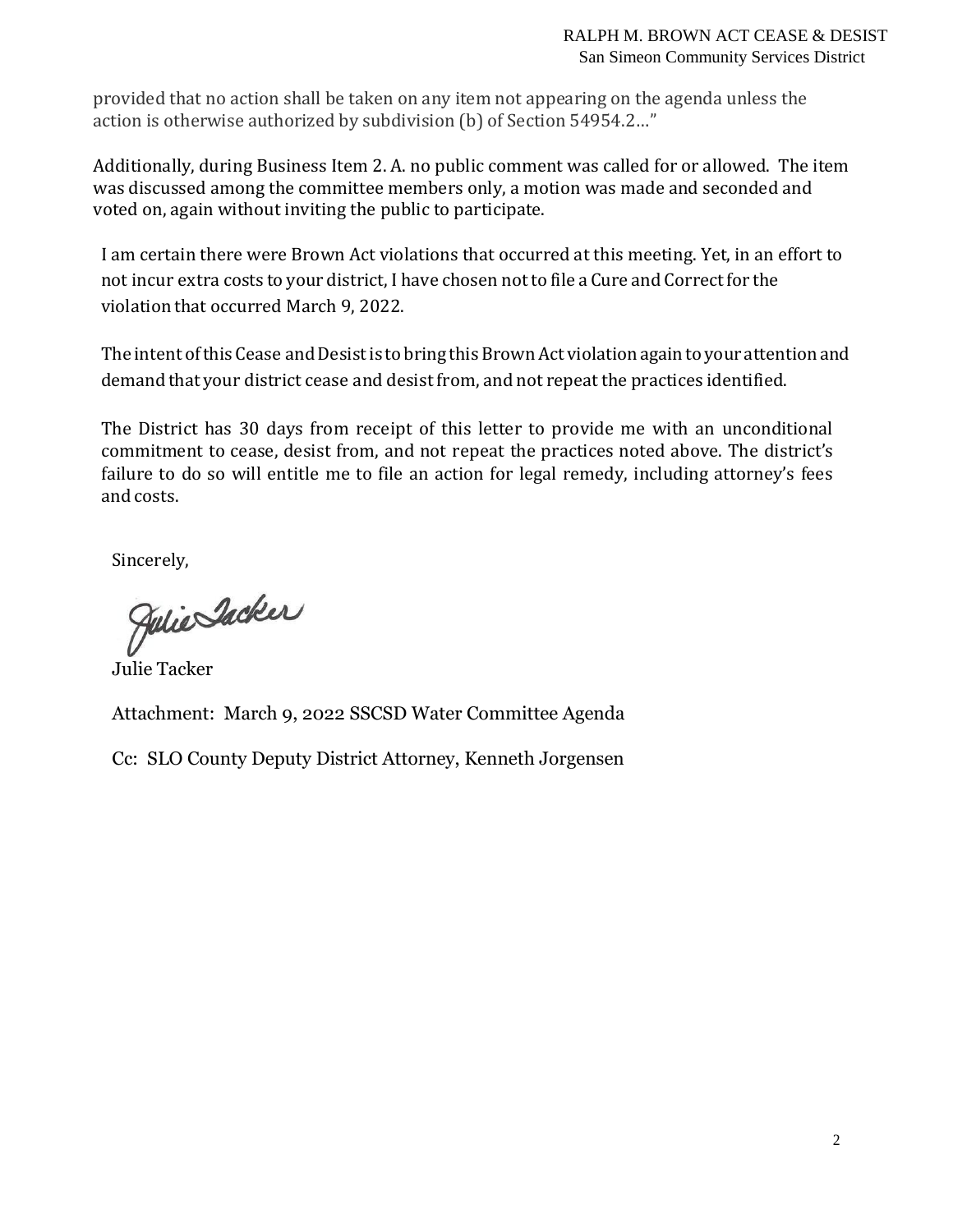provided that no action shall be taken on any item not appearing on the agenda unless the action is otherwise authorized by subdivision (b) of Section 54954.2…"

Additionally, during Business Item 2. A. no public comment was called for or allowed. The item was discussed among the committee members only, a motion was made and seconded and voted on, again without inviting the public to participate.

I am certain there were Brown Act violations that occurred at this meeting. Yet, in an effort to not incur extra costs to your district, I have chosen not to file a Cure and Correct for the violation that occurred March 9, 2022.

The intent of this Cease and Desist is to bring this Brown Act violation again to your attention and demand that your district cease and desist from, and not repeat the practices identified.

The District has 30 days from receipt of this letter to provide me with an unconditional commitment to cease, desist from, and not repeat the practices noted above. The district's failure to do so will entitle me to file an action for legal remedy, including attorney's fees and costs.

Sincerely,

Julie Tacker

Julie Tacker

Attachment: March 9, 2022 SSCSD Water Committee Agenda

Cc: SLO County Deputy District Attorney, Kenneth Jorgensen